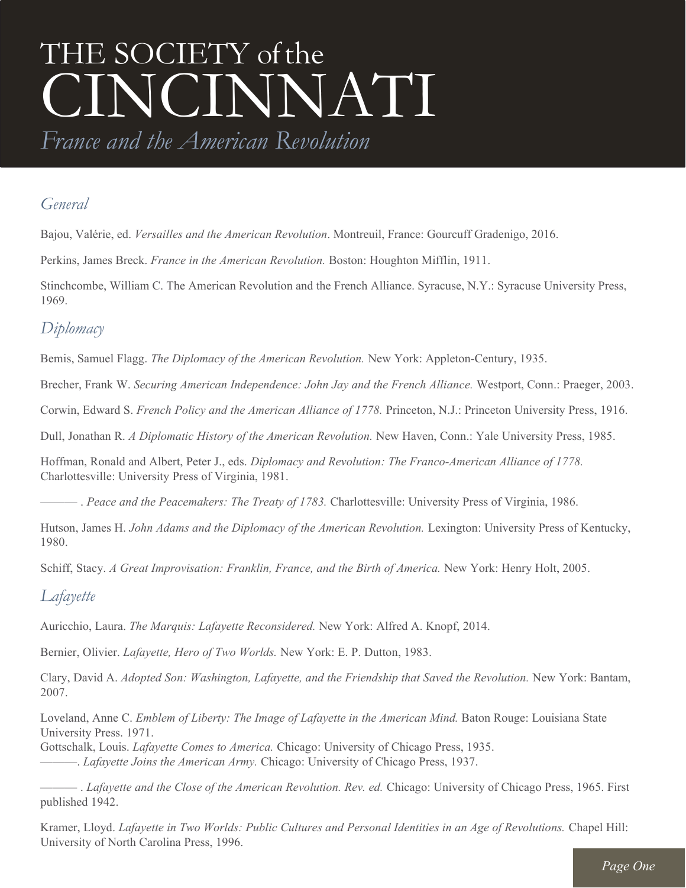# THE SOCIETY of the CINCINNATI

*France and the American Revolution*

## *General*

Bajou, Valérie, ed. *Versailles and the American Revolution*. Montreuil, France: Gourcuff Gradenigo, 2016.

Perkins, James Breck. *France in the American Revolution.* Boston: Houghton Mifflin, 1911.

Stinchcombe, William C. The American Revolution and the French Alliance. Syracuse, N.Y.: Syracuse University Press, 1969.

## *Diplomacy*

Bemis, Samuel Flagg. *The Diplomacy of the American Revolution.* New York: Appleton-Century, 1935.

Brecher, Frank W. *Securing American Independence: John Jay and the French Alliance.* Westport, Conn.: Praeger, 2003.

Corwin, Edward S. *French Policy and the American Alliance of 1778.* Princeton, N.J.: Princeton University Press, 1916.

Dull, Jonathan R. *A Diplomatic History of the American Revolution.* New Haven, Conn.: Yale University Press, 1985.

Hoffman, Ronald and Albert, Peter J., eds. *Diplomacy and Revolution: The Franco-American Alliance of 1778.* Charlottesville: University Press of Virginia, 1981.

——— . *Peace and the Peacemakers: The Treaty of 1783.* Charlottesville: University Press of Virginia, 1986.

Hutson, James H. *John Adams and the Diplomacy of the American Revolution.* Lexington: University Press of Kentucky, 1980.

Schiff, Stacy. *A Great Improvisation: Franklin, France, and the Birth of America.* New York: Henry Holt, 2005.

## *Lafayette*

Auricchio, Laura. *The Marquis: Lafayette Reconsidered.* New York: Alfred A. Knopf, 2014.

Bernier, Olivier. *Lafayette, Hero of Two Worlds.* New York: E. P. Dutton, 1983.

Clary, David A. *Adopted Son: Washington, Lafayette, and the Friendship that Saved the Revolution.* New York: Bantam, 2007.

Loveland, Anne C. *Emblem of Liberty: The Image of Lafayette in the American Mind.* Baton Rouge: Louisiana State University Press. 1971.

Gottschalk, Louis. *Lafayette Comes to America.* Chicago: University of Chicago Press, 1935.

———. *Lafayette Joins the American Army.* Chicago: University of Chicago Press, 1937.

——— . *Lafayette and the Close of the American Revolution. Rev. ed.* Chicago: University of Chicago Press, 1965. First published 1942.

Kramer, Lloyd. *Lafayette in Two Worlds: Public Cultures and Personal Identities in an Age of Revolutions.* Chapel Hill: University of North Carolina Press, 1996.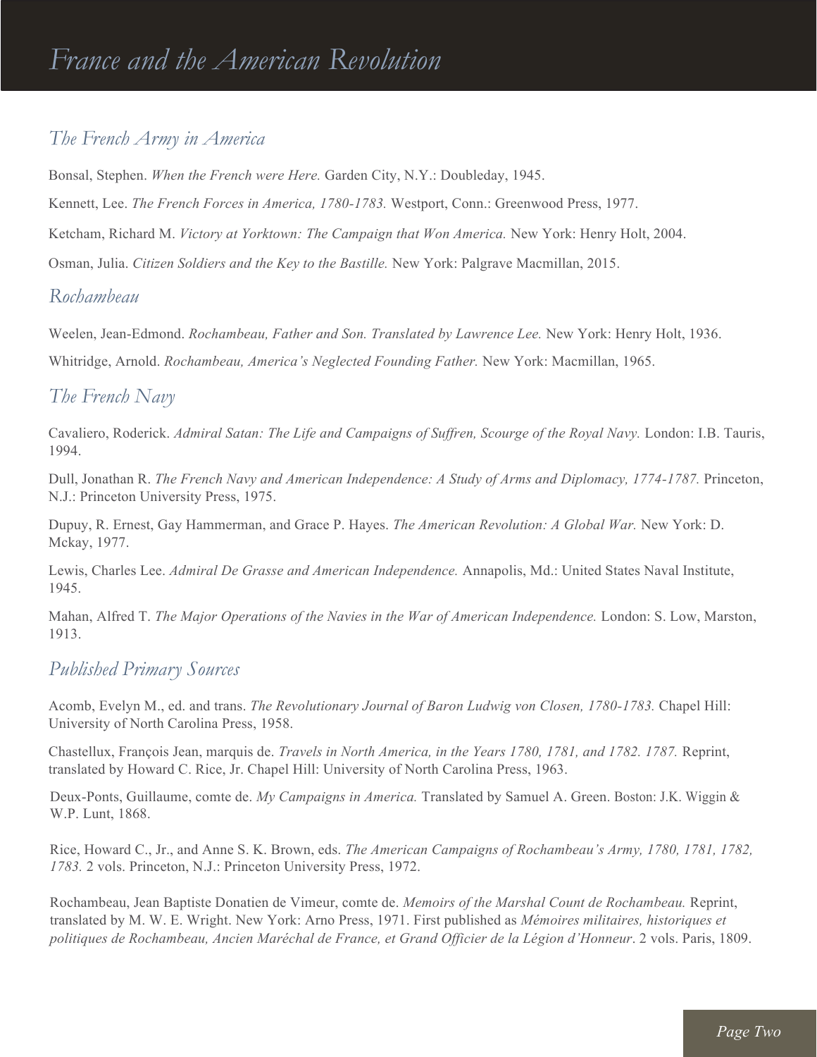# France and the American Revolution

## The French Army in America

Bonsal, Stephen. *When the French were Here.* Garden City, N.Y.: Doubleday, 1945.

Kennett, Lee. *The French Forces in America, 1780-1783.* Westport, Conn.: Greenwood Press, 1977.

Ketcham, Richard M. *Victory at Yorktown: The Campaign that Won America.* New York: Henry Holt, 2004.

Osman, Julia. *Citizen Soldiers and the Key to the Bastille.* New York: Palgrave Macmillan, 2015.

## Rochambeau

Weelen, Jean-Edmond. *Rochambeau, Father and Son. Translated by Lawrence Lee.* New York: Henry Holt, 1936.

Whitridge, Arnold. *Rochambeau, America's Neglected Founding Father.* New York: Macmillan, 1965.

## The French Navy

Cavaliero, Roderick. *Admiral Satan: The Life and Campaigns of Suffren, Scourge of the Royal Navy.* London: I.B. Tauris, 1994.

Dull, Jonathan R. *The French Navy and American Independence: A Study of Arms and Diplomacy, 1774-1787.* Princeton, N.J.: Princeton University Press, 1975.

Dupuy, R. Ernest, Gay Hammerman, and Grace P. Hayes. *The American Revolution: A Global War.* New York: D. Mckay, 1977.

Lewis, Charles Lee. *Admiral De Grasse and American Independence.* Annapolis, Md.: United States Naval Institute, 1945.

Mahan, Alfred T. *The Major Operations of the Navies in the War of American Independence.* London: S. Low, Marston, 1913.

## Published Primary Sources

Acomb, Evelyn M., ed. and trans. *The Revolutionary Journal of Baron Ludwig von Closen, 1780-1783.* Chapel Hill: University of North Carolina Press, 1958.

Chastellux, François Jean, marquis de. *Travels in North America, in the Years 1780, 1781, and 1782. 1787.* Reprint, translated by Howard C. Rice, Jr. Chapel Hill: University of North Carolina Press, 1963.

Deux-Ponts, Guillaume, comte de. *My Campaigns in America.* Translated by Samuel A. Green. Boston: J.K. Wiggin & W.P. Lunt, 1868.

Rice, Howard C., Jr., and Anne S. K. Brown, eds. *The American Campaigns of Rochambeau's Army, 1780, 1781, 1782, 1783.* 2 vols. Princeton, N.J.: Princeton University Press, 1972.

Rochambeau, Jean Baptiste Donatien de Vimeur, comte de. *Memoirs of the Marshal Count de Rochambeau.* Reprint, translated by M. W. E. Wright. New York: Arno Press, 1971. First published as *Mémoires militaires, historiques et politiques de Rochambeau, Ancien Maréchal de France, et Grand Officier de la Légion d'Honneur*. 2 vols. Paris, 1809.